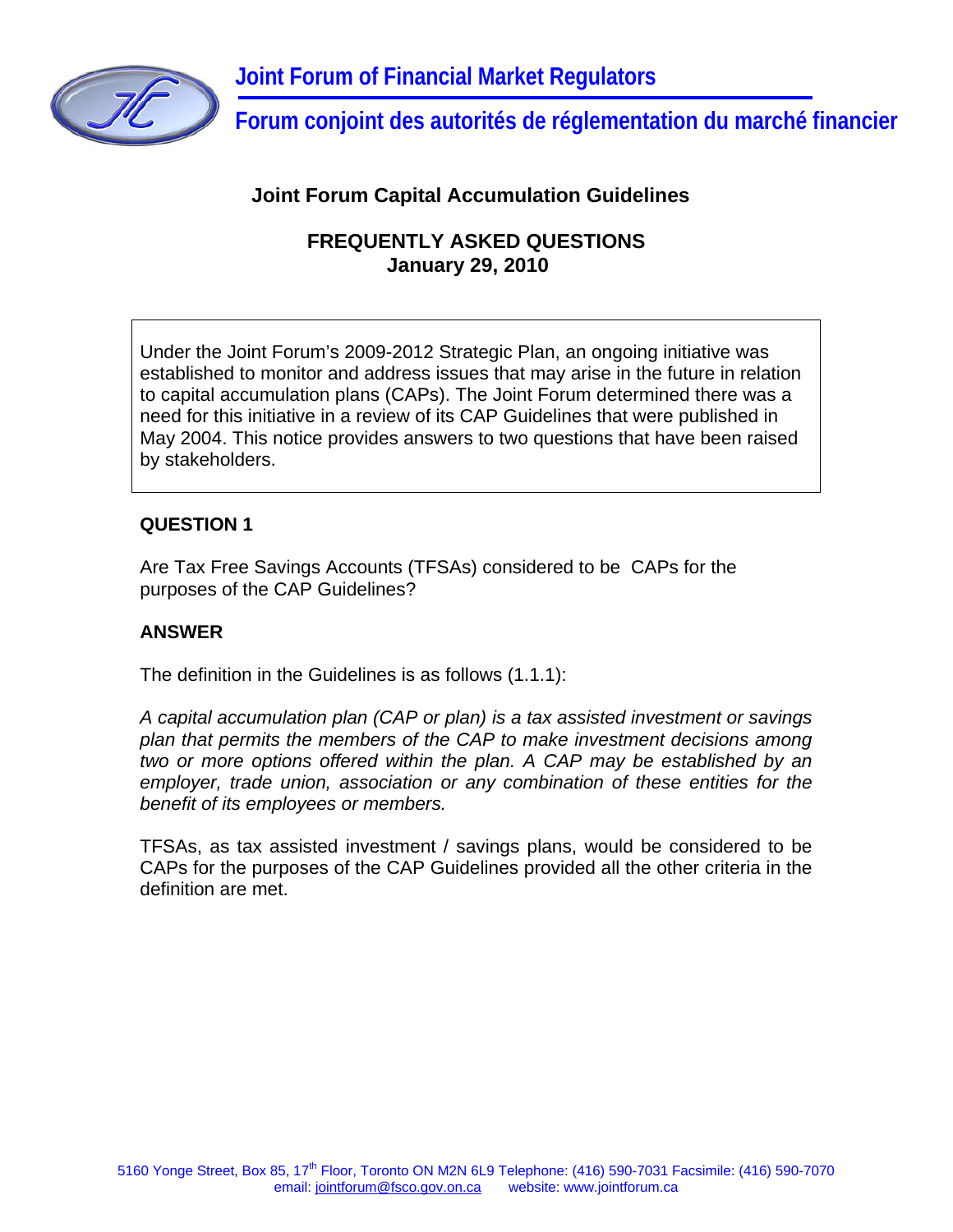# Joint Forum of Financial Market Regulators

# Forum conjoint des autorités de réglementation du marché financier

## Joint Forum Capital Accumulation Guidelines

## FREQUENTLY ASKED QUESTIONS
## January 29, 2010

Under the Joint Forum's 2009-2012 Strategic Plan, an ongoing initiative was established to monitor and address issues that may arise in the future in relation to capital accumulation plans (CAPs). The Joint Forum determined there was a need for this initiative in a review of its CAP Guidelines that were published in May 2004. This notice provides answers to two questions that have been raised by stakeholders.

### QUESTION 1

Are Tax Free Savings Accounts (TFSAs) considered to be CAPs for the purposes of the CAP Guidelines?

### ANSWER

The definition in the Guidelines is as follows (1.1.1):

*A capital accumulation plan (CAP or plan) is a tax assisted investment or savings plan that permits the members of the CAP to make investment decisions among two or more options offered within the plan. A CAP may be established by an employer, trade union, association or any combination of these entities for the benefit of its employees or members.*

TFSAs, as tax assisted investment / savings plans, would be considered to be CAPs for the purposes of the CAP Guidelines provided all the other criteria in the definition are met.

5160 Yonge Street, Box 85, 17th Floor, Toronto ON M2N 6L9 Telephone: (416) 590-7031 Facsimile: (416) 590-7070
email: jointforum@fsco.gov.on.ca website: www.jointforum.ca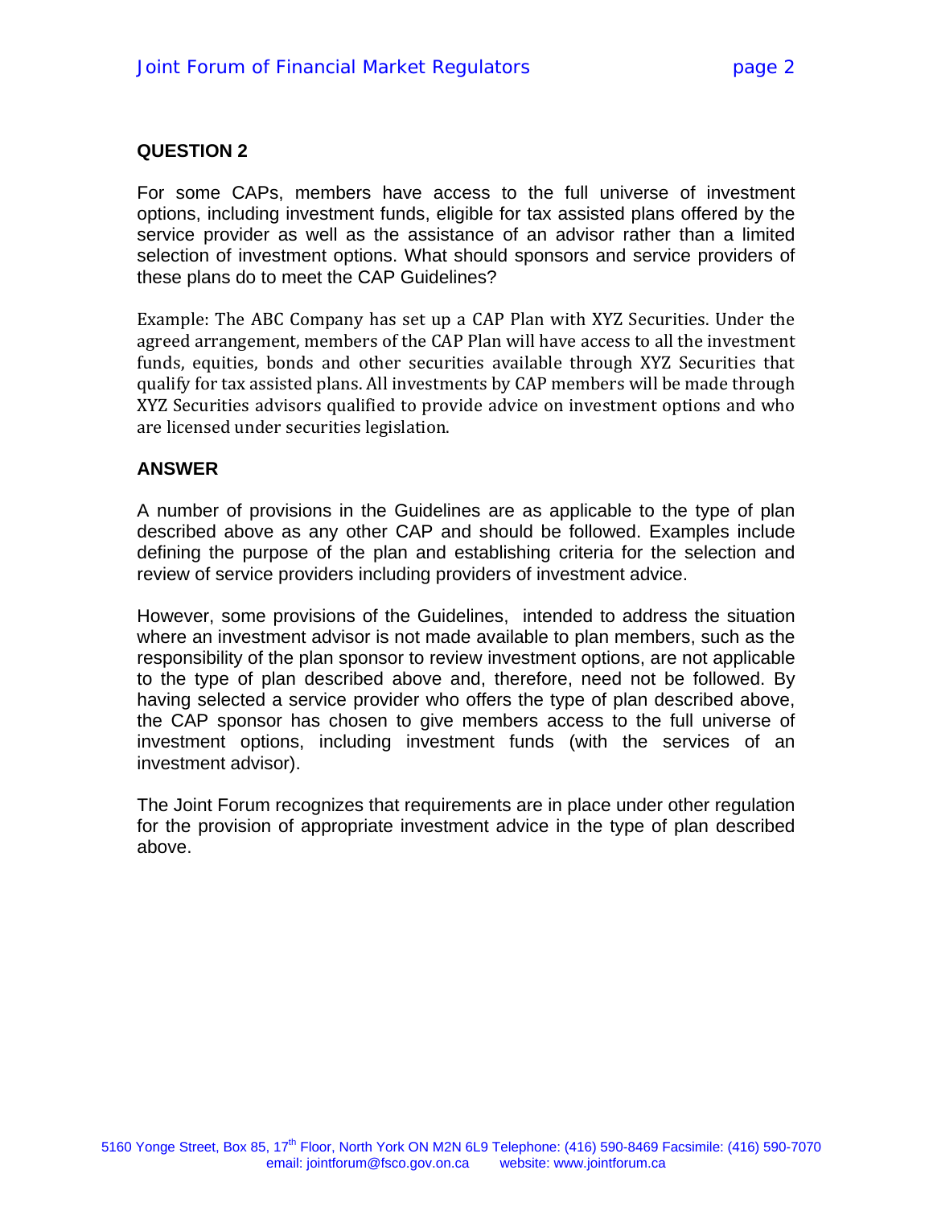## QUESTION 2

For some CAPs, members have access to the full universe of investment options, including investment funds, eligible for tax assisted plans offered by the service provider as well as the assistance of an advisor rather than a limited selection of investment options. What should sponsors and service providers of these plans do to meet the CAP Guidelines?

Example: The ABC Company has set up a CAP Plan with XYZ Securities. Under the agreed arrangement, members of the CAP Plan will have access to all the investment funds, equities, bonds and other securities available through XYZ Securities that qualify for tax assisted plans. All investments by CAP members will be made through XYZ Securities advisors qualified to provide advice on investment options and who are licensed under securities legislation.

## ANSWER

A number of provisions in the Guidelines are as applicable to the type of plan described above as any other CAP and should be followed. Examples include defining the purpose of the plan and establishing criteria for the selection and review of service providers including providers of investment advice.

However, some provisions of the Guidelines, intended to address the situation where an investment advisor is not made available to plan members, such as the responsibility of the plan sponsor to review investment options, are not applicable to the type of plan described above and, therefore, need not be followed. By having selected a service provider who offers the type of plan described above, the CAP sponsor has chosen to give members access to the full universe of investment options, including investment funds (with the services of an investment advisor).

The Joint Forum recognizes that requirements are in place under other regulation for the provision of appropriate investment advice in the type of plan described above.